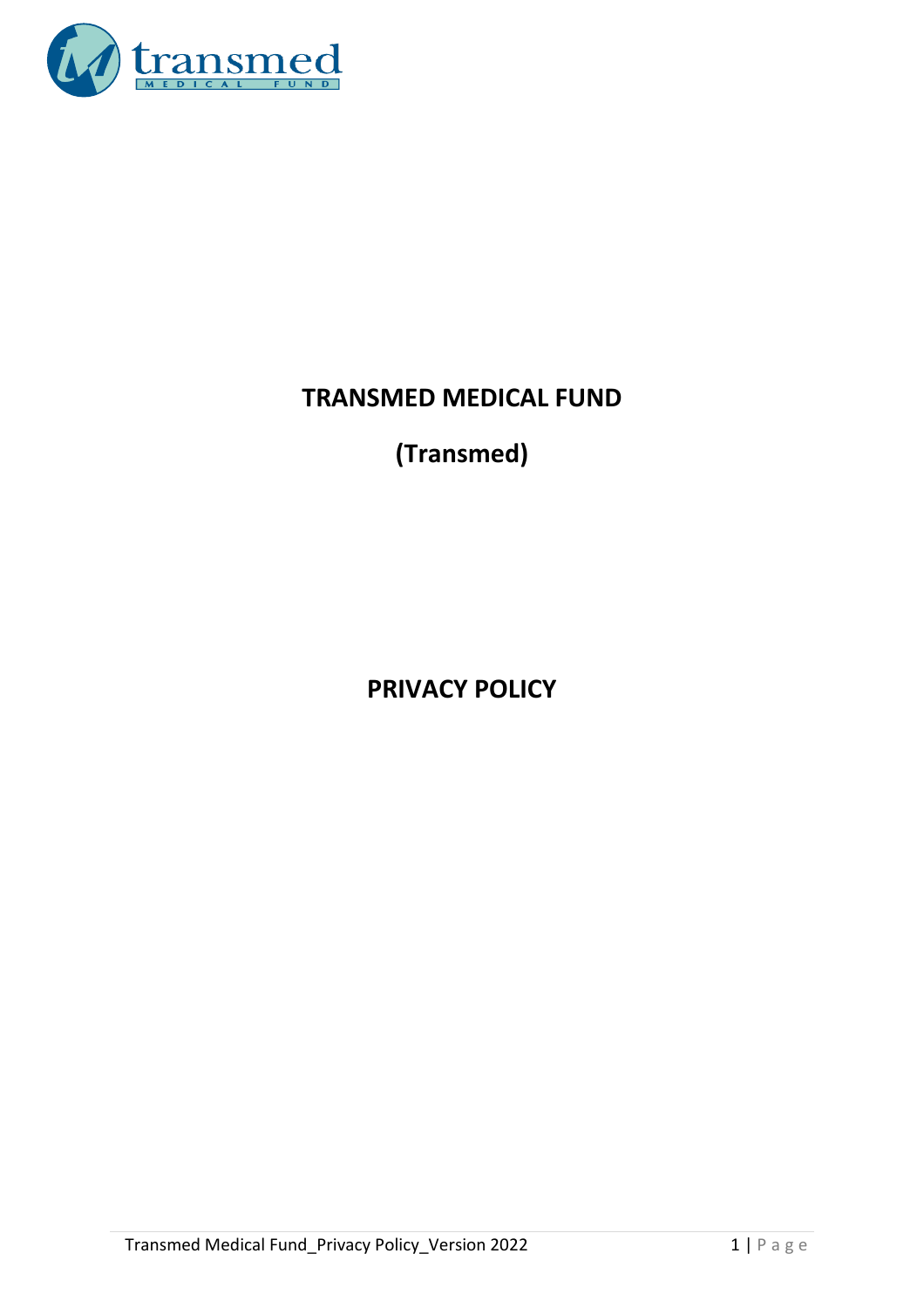# TRANSMED MEDICAL FUND

## (Transmed)

## PRIVACY POLICY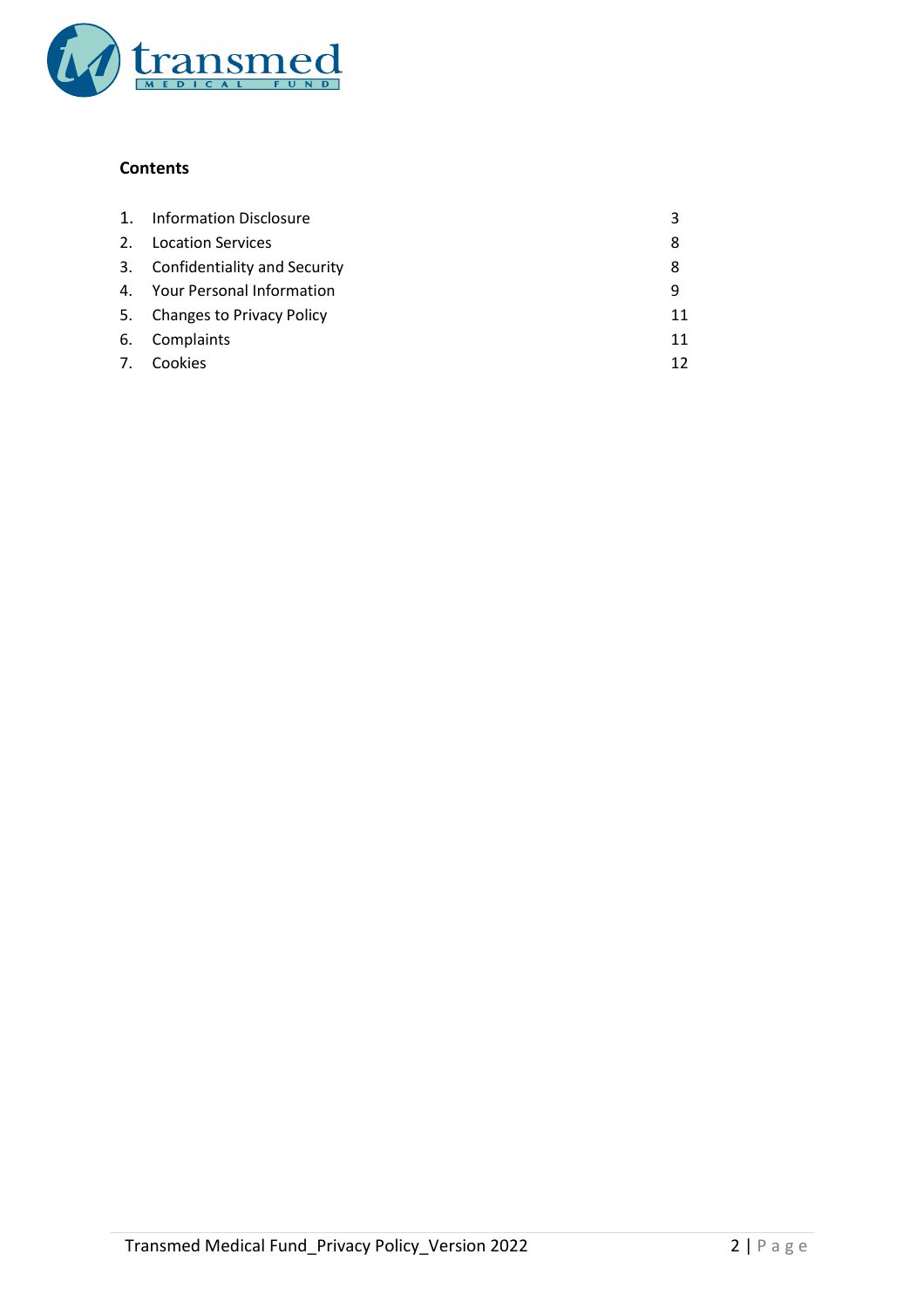**Contents**

| | | |
|---|---|---|
| 1. | Information Disclosure | 3 |
| 2. | Location Services | 8 |
| 3. | Confidentiality and Security | 8 |
| 4. | Your Personal Information | 9 |
| 5. | Changes to Privacy Policy | 11 |
| 6. | Complaints | 11 |
| 7. | Cookies | 12 |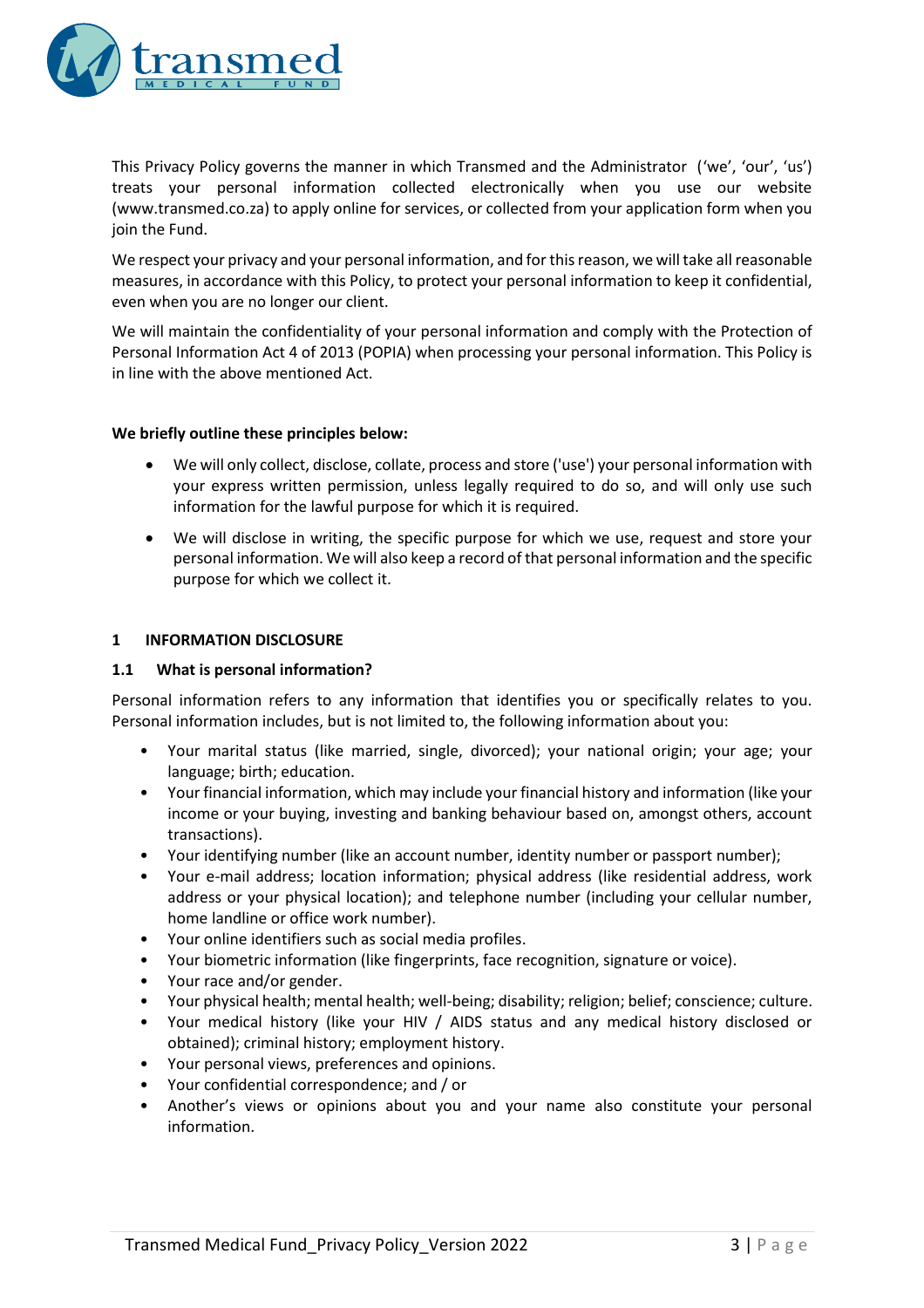This Privacy Policy governs the manner in which Transmed and the Administrator ('we', 'our', 'us') treats your personal information collected electronically when you use our website (www.transmed.co.za) to apply online for services, or collected from your application form when you join the Fund.

We respect your privacy and your personal information, and for this reason, we will take all reasonable measures, in accordance with this Policy, to protect your personal information to keep it confidential, even when you are no longer our client.

We will maintain the confidentiality of your personal information and comply with the Protection of Personal Information Act 4 of 2013 (POPIA) when processing your personal information. This Policy is in line with the above mentioned Act.

**We briefly outline these principles below:**

- We will only collect, disclose, collate, process and store ('use') your personal information with your express written permission, unless legally required to do so, and will only use such information for the lawful purpose for which it is required.
- We will disclose in writing, the specific purpose for which we use, request and store your personal information. We will also keep a record of that personal information and the specific purpose for which we collect it.

## 1 INFORMATION DISCLOSURE

### 1.1 What is personal information?

Personal information refers to any information that identifies you or specifically relates to you. Personal information includes, but is not limited to, the following information about you:

- Your marital status (like married, single, divorced); your national origin; your age; your language; birth; education.
- Your financial information, which may include your financial history and information (like your income or your buying, investing and banking behaviour based on, amongst others, account transactions).
- Your identifying number (like an account number, identity number or passport number);
- Your e-mail address; location information; physical address (like residential address, work address or your physical location); and telephone number (including your cellular number, home landline or office work number).
- Your online identifiers such as social media profiles.
- Your biometric information (like fingerprints, face recognition, signature or voice).
- Your race and/or gender.
- Your physical health; mental health; well-being; disability; religion; belief; conscience; culture.
- Your medical history (like your HIV / AIDS status and any medical history disclosed or obtained); criminal history; employment history.
- Your personal views, preferences and opinions.
- Your confidential correspondence; and / or
- Another's views or opinions about you and your name also constitute your personal information.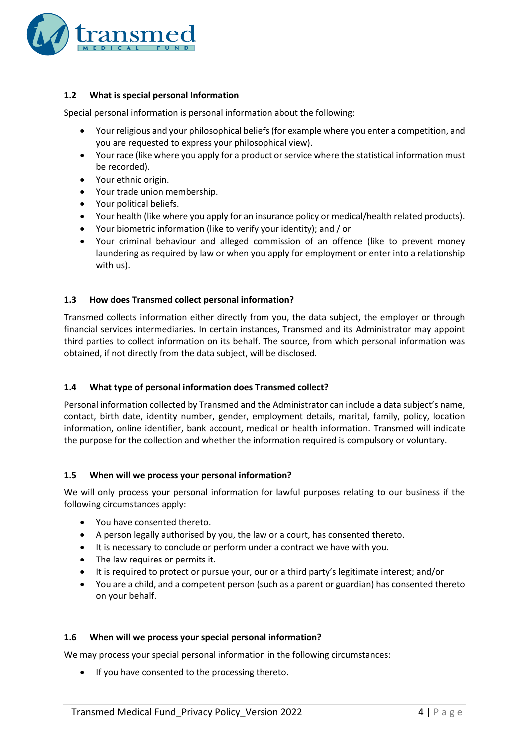### 1.2 What is special personal Information

Special personal information is personal information about the following:

- Your religious and your philosophical beliefs (for example where you enter a competition, and you are requested to express your philosophical view).
- Your race (like where you apply for a product or service where the statistical information must be recorded).
- Your ethnic origin.
- Your trade union membership.
- Your political beliefs.
- Your health (like where you apply for an insurance policy or medical/health related products).
- Your biometric information (like to verify your identity); and / or
- Your criminal behaviour and alleged commission of an offence (like to prevent money laundering as required by law or when you apply for employment or enter into a relationship with us).

### 1.3 How does Transmed collect personal information?

Transmed collects information either directly from you, the data subject, the employer or through financial services intermediaries. In certain instances, Transmed and its Administrator may appoint third parties to collect information on its behalf. The source, from which personal information was obtained, if not directly from the data subject, will be disclosed.

### 1.4 What type of personal information does Transmed collect?

Personal information collected by Transmed and the Administrator can include a data subject's name, contact, birth date, identity number, gender, employment details, marital, family, policy, location information, online identifier, bank account, medical or health information. Transmed will indicate the purpose for the collection and whether the information required is compulsory or voluntary.

### 1.5 When will we process your personal information?

We will only process your personal information for lawful purposes relating to our business if the following circumstances apply:

- You have consented thereto.
- A person legally authorised by you, the law or a court, has consented thereto.
- It is necessary to conclude or perform under a contract we have with you.
- The law requires or permits it.
- It is required to protect or pursue your, our or a third party's legitimate interest; and/or
- You are a child, and a competent person (such as a parent or guardian) has consented thereto on your behalf.

### 1.6 When will we process your special personal information?

We may process your special personal information in the following circumstances:

- If you have consented to the processing thereto.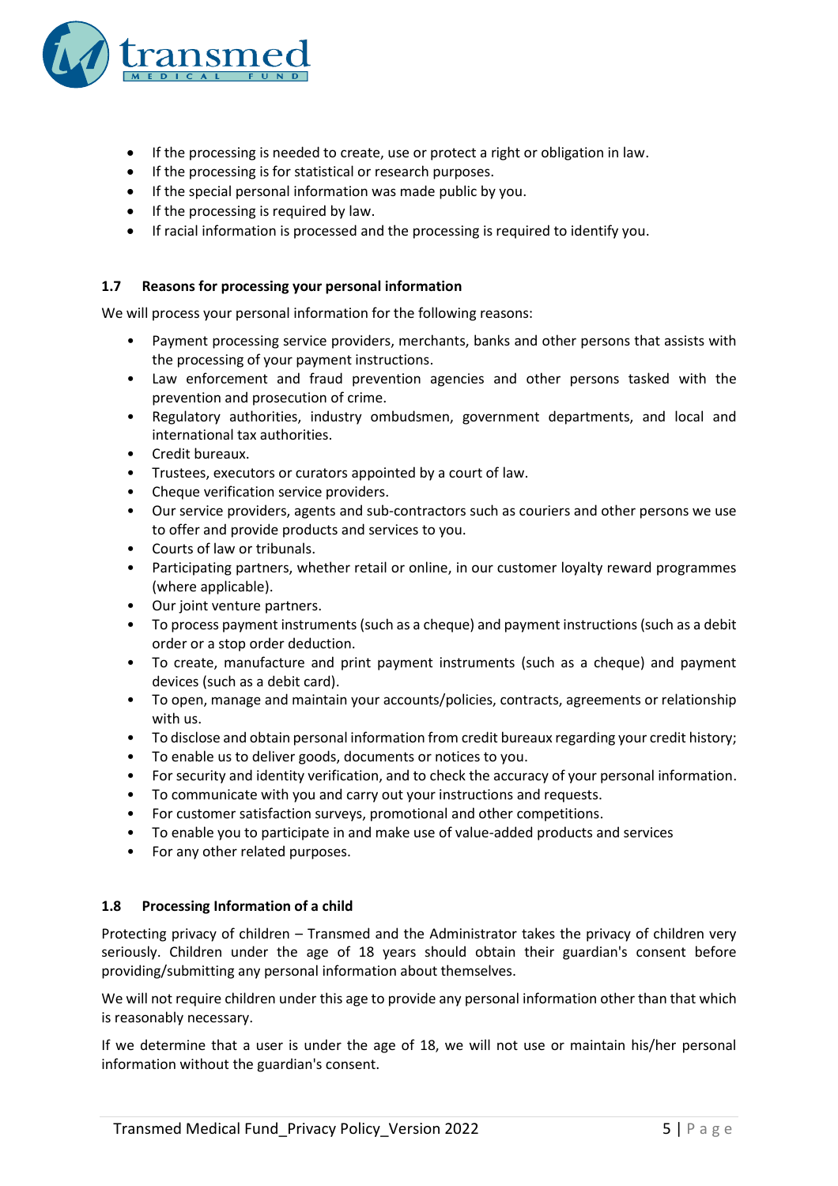- If the processing is needed to create, use or protect a right or obligation in law.
- If the processing is for statistical or research purposes.
- If the special personal information was made public by you.
- If the processing is required by law.
- If racial information is processed and the processing is required to identify you.

### 1.7 Reasons for processing your personal information

We will process your personal information for the following reasons:

- Payment processing service providers, merchants, banks and other persons that assists with the processing of your payment instructions.
- Law enforcement and fraud prevention agencies and other persons tasked with the prevention and prosecution of crime.
- Regulatory authorities, industry ombudsmen, government departments, and local and international tax authorities.
- Credit bureaux.
- Trustees, executors or curators appointed by a court of law.
- Cheque verification service providers.
- Our service providers, agents and sub-contractors such as couriers and other persons we use to offer and provide products and services to you.
- Courts of law or tribunals.
- Participating partners, whether retail or online, in our customer loyalty reward programmes (where applicable).
- Our joint venture partners.
- To process payment instruments (such as a cheque) and payment instructions (such as a debit order or a stop order deduction.
- To create, manufacture and print payment instruments (such as a cheque) and payment devices (such as a debit card).
- To open, manage and maintain your accounts/policies, contracts, agreements or relationship with us.
- To disclose and obtain personal information from credit bureaux regarding your credit history;
- To enable us to deliver goods, documents or notices to you.
- For security and identity verification, and to check the accuracy of your personal information.
- To communicate with you and carry out your instructions and requests.
- For customer satisfaction surveys, promotional and other competitions.
- To enable you to participate in and make use of value-added products and services
- For any other related purposes.

### 1.8 Processing Information of a child

Protecting privacy of children – Transmed and the Administrator takes the privacy of children very seriously. Children under the age of 18 years should obtain their guardian's consent before providing/submitting any personal information about themselves.

We will not require children under this age to provide any personal information other than that which is reasonably necessary.

If we determine that a user is under the age of 18, we will not use or maintain his/her personal information without the guardian's consent.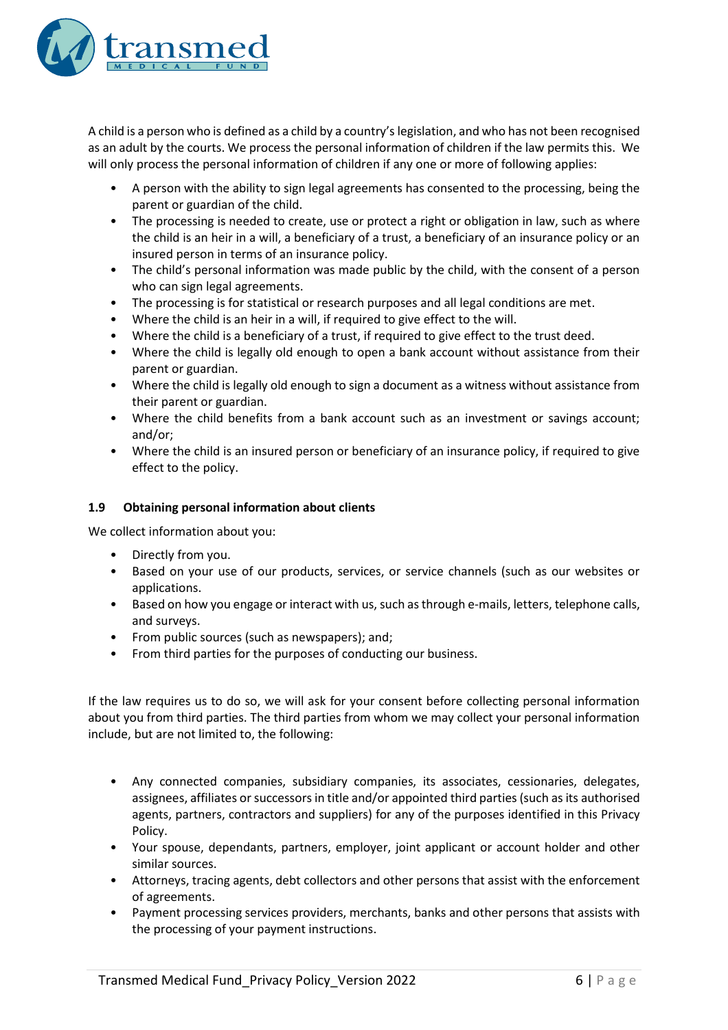A child is a person who is defined as a child by a country's legislation, and who has not been recognised as an adult by the courts. We process the personal information of children if the law permits this. We will only process the personal information of children if any one or more of following applies:

- A person with the ability to sign legal agreements has consented to the processing, being the parent or guardian of the child.
- The processing is needed to create, use or protect a right or obligation in law, such as where the child is an heir in a will, a beneficiary of a trust, a beneficiary of an insurance policy or an insured person in terms of an insurance policy.
- The child's personal information was made public by the child, with the consent of a person who can sign legal agreements.
- The processing is for statistical or research purposes and all legal conditions are met.
- Where the child is an heir in a will, if required to give effect to the will.
- Where the child is a beneficiary of a trust, if required to give effect to the trust deed.
- Where the child is legally old enough to open a bank account without assistance from their parent or guardian.
- Where the child is legally old enough to sign a document as a witness without assistance from their parent or guardian.
- Where the child benefits from a bank account such as an investment or savings account; and/or;
- Where the child is an insured person or beneficiary of an insurance policy, if required to give effect to the policy.

### 1.9 Obtaining personal information about clients

We collect information about you:

- Directly from you.
- Based on your use of our products, services, or service channels (such as our websites or applications.
- Based on how you engage or interact with us, such as through e-mails, letters, telephone calls, and surveys.
- From public sources (such as newspapers); and;
- From third parties for the purposes of conducting our business.

If the law requires us to do so, we will ask for your consent before collecting personal information about you from third parties. The third parties from whom we may collect your personal information include, but are not limited to, the following:

- Any connected companies, subsidiary companies, its associates, cessionaries, delegates, assignees, affiliates or successors in title and/or appointed third parties (such as its authorised agents, partners, contractors and suppliers) for any of the purposes identified in this Privacy Policy.
- Your spouse, dependants, partners, employer, joint applicant or account holder and other similar sources.
- Attorneys, tracing agents, debt collectors and other persons that assist with the enforcement of agreements.
- Payment processing services providers, merchants, banks and other persons that assists with the processing of your payment instructions.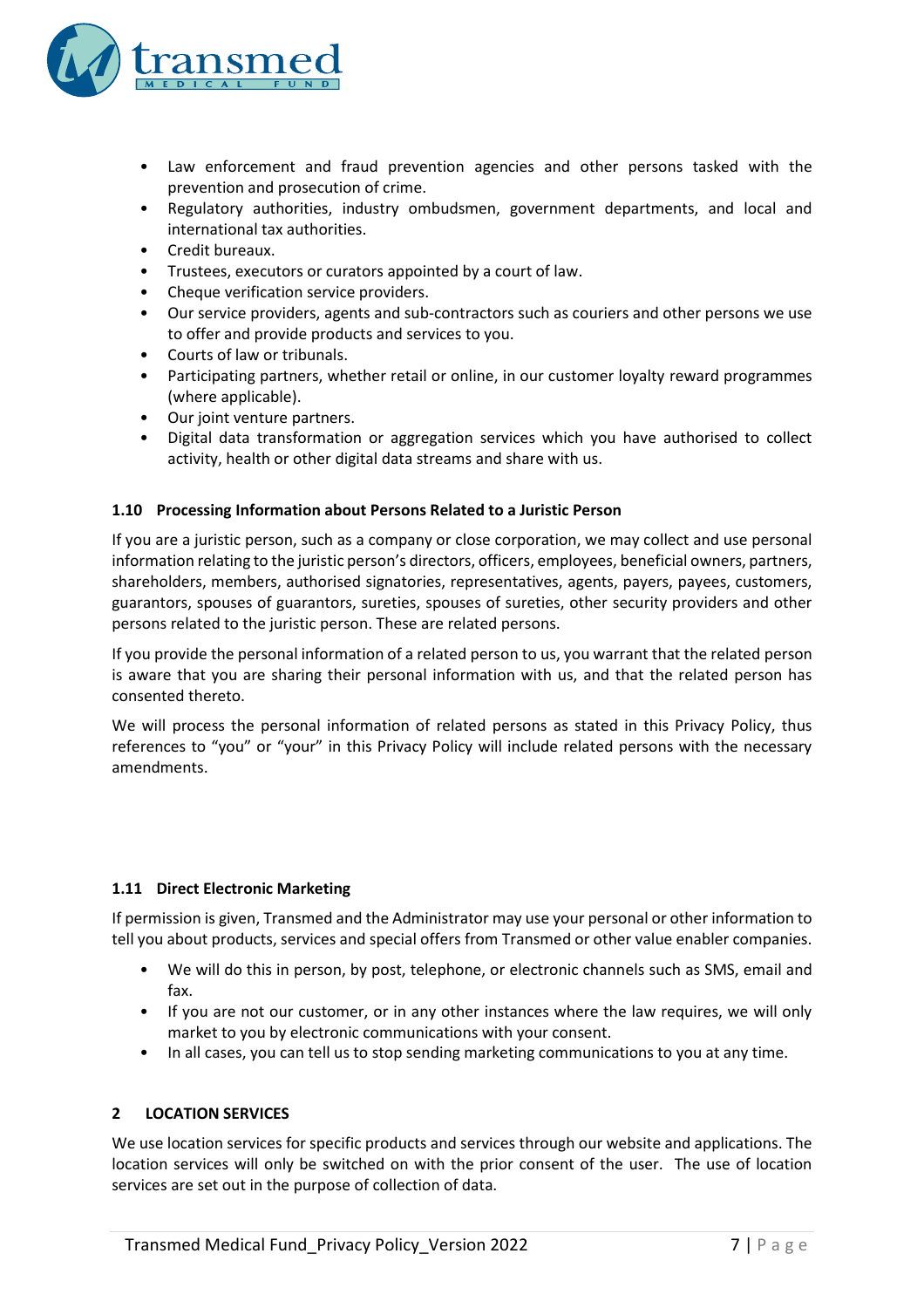- Law enforcement and fraud prevention agencies and other persons tasked with the prevention and prosecution of crime.
- Regulatory authorities, industry ombudsmen, government departments, and local and international tax authorities.
- Credit bureaux.
- Trustees, executors or curators appointed by a court of law.
- Cheque verification service providers.
- Our service providers, agents and sub-contractors such as couriers and other persons we use to offer and provide products and services to you.
- Courts of law or tribunals.
- Participating partners, whether retail or online, in our customer loyalty reward programmes (where applicable).
- Our joint venture partners.
- Digital data transformation or aggregation services which you have authorised to collect activity, health or other digital data streams and share with us.

### 1.10 Processing Information about Persons Related to a Juristic Person

If you are a juristic person, such as a company or close corporation, we may collect and use personal information relating to the juristic person's directors, officers, employees, beneficial owners, partners, shareholders, members, authorised signatories, representatives, agents, payers, payees, customers, guarantors, spouses of guarantors, sureties, spouses of sureties, other security providers and other persons related to the juristic person. These are related persons.

If you provide the personal information of a related person to us, you warrant that the related person is aware that you are sharing their personal information with us, and that the related person has consented thereto.

We will process the personal information of related persons as stated in this Privacy Policy, thus references to "you" or "your" in this Privacy Policy will include related persons with the necessary amendments.

### 1.11 Direct Electronic Marketing

If permission is given, Transmed and the Administrator may use your personal or other information to tell you about products, services and special offers from Transmed or other value enabler companies.

- We will do this in person, by post, telephone, or electronic channels such as SMS, email and fax.
- If you are not our customer, or in any other instances where the law requires, we will only market to you by electronic communications with your consent.
- In all cases, you can tell us to stop sending marketing communications to you at any time.

## 2 LOCATION SERVICES

We use location services for specific products and services through our website and applications. The location services will only be switched on with the prior consent of the user. The use of location services are set out in the purpose of collection of data.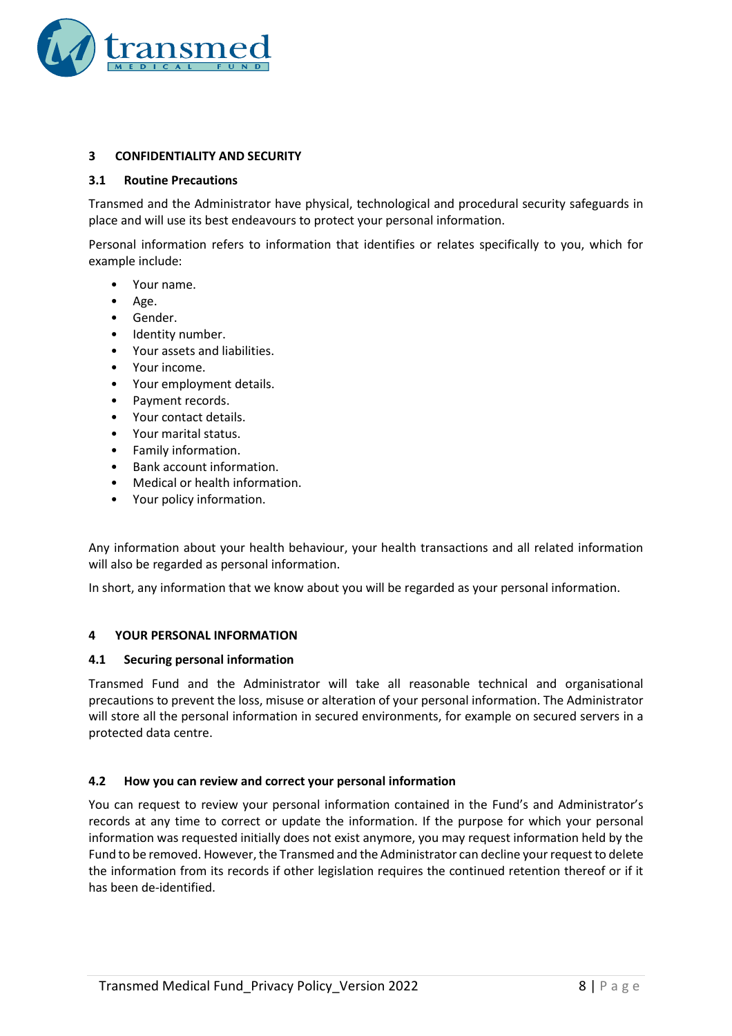## 3 CONFIDENTIALITY AND SECURITY

### 3.1 Routine Precautions

Transmed and the Administrator have physical, technological and procedural security safeguards in place and will use its best endeavours to protect your personal information.

Personal information refers to information that identifies or relates specifically to you, which for example include:

- Your name.
- Age.
- Gender.
- Identity number.
- Your assets and liabilities.
- Your income.
- Your employment details.
- Payment records.
- Your contact details.
- Your marital status.
- Family information.
- Bank account information.
- Medical or health information.
- Your policy information.

Any information about your health behaviour, your health transactions and all related information will also be regarded as personal information.

In short, any information that we know about you will be regarded as your personal information.

## 4 YOUR PERSONAL INFORMATION

### 4.1 Securing personal information

Transmed Fund and the Administrator will take all reasonable technical and organisational precautions to prevent the loss, misuse or alteration of your personal information. The Administrator will store all the personal information in secured environments, for example on secured servers in a protected data centre.

### 4.2 How you can review and correct your personal information

You can request to review your personal information contained in the Fund's and Administrator's records at any time to correct or update the information. If the purpose for which your personal information was requested initially does not exist anymore, you may request information held by the Fund to be removed. However, the Transmed and the Administrator can decline your request to delete the information from its records if other legislation requires the continued retention thereof or if it has been de-identified.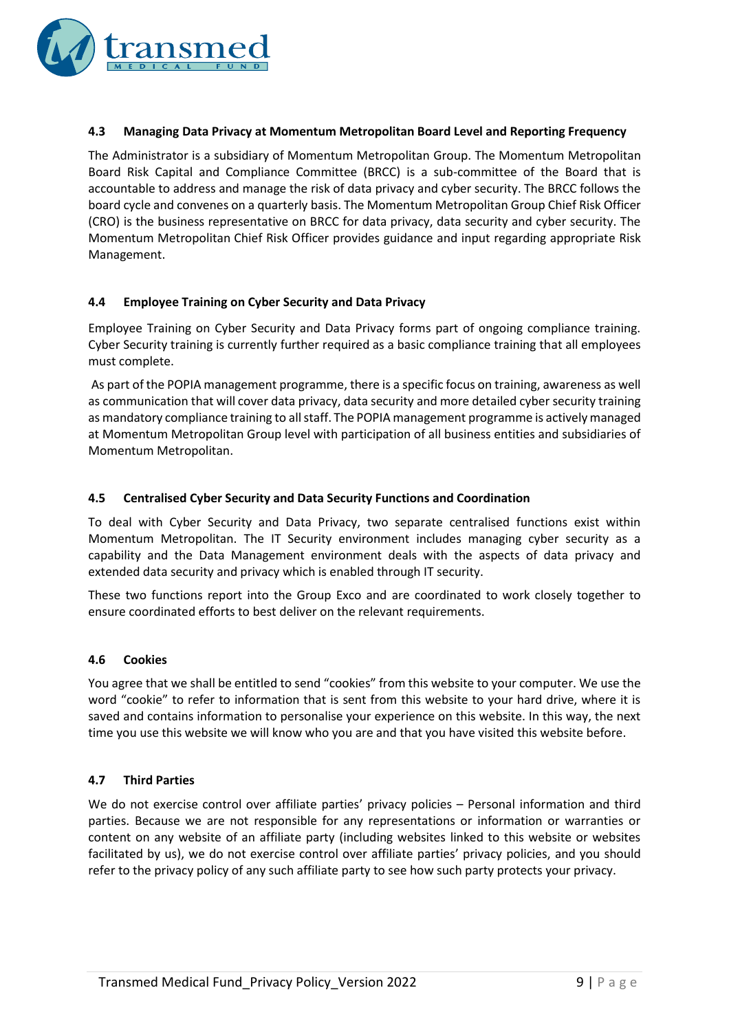### 4.3 Managing Data Privacy at Momentum Metropolitan Board Level and Reporting Frequency

The Administrator is a subsidiary of Momentum Metropolitan Group. The Momentum Metropolitan Board Risk Capital and Compliance Committee (BRCC) is a sub-committee of the Board that is accountable to address and manage the risk of data privacy and cyber security. The BRCC follows the board cycle and convenes on a quarterly basis. The Momentum Metropolitan Group Chief Risk Officer (CRO) is the business representative on BRCC for data privacy, data security and cyber security. The Momentum Metropolitan Chief Risk Officer provides guidance and input regarding appropriate Risk Management.

### 4.4 Employee Training on Cyber Security and Data Privacy

Employee Training on Cyber Security and Data Privacy forms part of ongoing compliance training. Cyber Security training is currently further required as a basic compliance training that all employees must complete.

As part of the POPIA management programme, there is a specific focus on training, awareness as well as communication that will cover data privacy, data security and more detailed cyber security training as mandatory compliance training to all staff. The POPIA management programme is actively managed at Momentum Metropolitan Group level with participation of all business entities and subsidiaries of Momentum Metropolitan.

### 4.5 Centralised Cyber Security and Data Security Functions and Coordination

To deal with Cyber Security and Data Privacy, two separate centralised functions exist within Momentum Metropolitan. The IT Security environment includes managing cyber security as a capability and the Data Management environment deals with the aspects of data privacy and extended data security and privacy which is enabled through IT security.

These two functions report into the Group Exco and are coordinated to work closely together to ensure coordinated efforts to best deliver on the relevant requirements.

### 4.6 Cookies

You agree that we shall be entitled to send "cookies" from this website to your computer. We use the word "cookie" to refer to information that is sent from this website to your hard drive, where it is saved and contains information to personalise your experience on this website. In this way, the next time you use this website we will know who you are and that you have visited this website before.

### 4.7 Third Parties

We do not exercise control over affiliate parties' privacy policies – Personal information and third parties. Because we are not responsible for any representations or information or warranties or content on any website of an affiliate party (including websites linked to this website or websites facilitated by us), we do not exercise control over affiliate parties' privacy policies, and you should refer to the privacy policy of any such affiliate party to see how such party protects your privacy.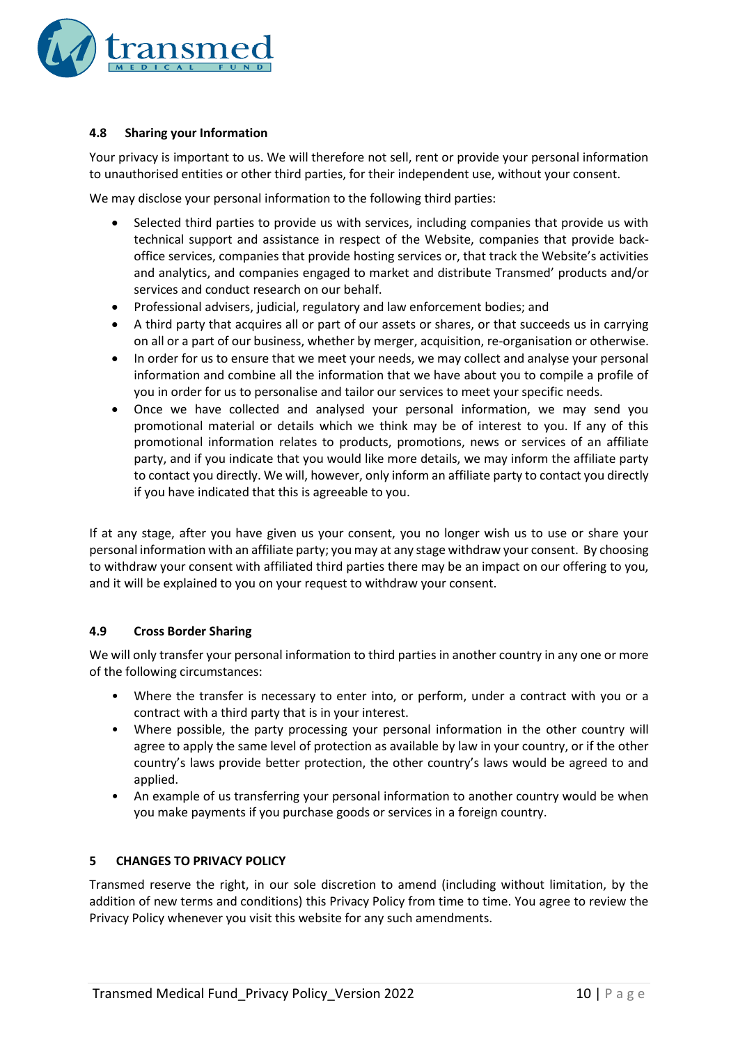### 4.8 Sharing your Information

Your privacy is important to us. We will therefore not sell, rent or provide your personal information to unauthorised entities or other third parties, for their independent use, without your consent.

We may disclose your personal information to the following third parties:

- Selected third parties to provide us with services, including companies that provide us with technical support and assistance in respect of the Website, companies that provide back-office services, companies that provide hosting services or, that track the Website's activities and analytics, and companies engaged to market and distribute Transmed' products and/or services and conduct research on our behalf.
- Professional advisers, judicial, regulatory and law enforcement bodies; and
- A third party that acquires all or part of our assets or shares, or that succeeds us in carrying on all or a part of our business, whether by merger, acquisition, re-organisation or otherwise.
- In order for us to ensure that we meet your needs, we may collect and analyse your personal information and combine all the information that we have about you to compile a profile of you in order for us to personalise and tailor our services to meet your specific needs.
- Once we have collected and analysed your personal information, we may send you promotional material or details which we think may be of interest to you. If any of this promotional information relates to products, promotions, news or services of an affiliate party, and if you indicate that you would like more details, we may inform the affiliate party to contact you directly. We will, however, only inform an affiliate party to contact you directly if you have indicated that this is agreeable to you.

If at any stage, after you have given us your consent, you no longer wish us to use or share your personal information with an affiliate party; you may at any stage withdraw your consent. By choosing to withdraw your consent with affiliated third parties there may be an impact on our offering to you, and it will be explained to you on your request to withdraw your consent.

### 4.9 Cross Border Sharing

We will only transfer your personal information to third parties in another country in any one or more of the following circumstances:

- Where the transfer is necessary to enter into, or perform, under a contract with you or a contract with a third party that is in your interest.
- Where possible, the party processing your personal information in the other country will agree to apply the same level of protection as available by law in your country, or if the other country's laws provide better protection, the other country's laws would be agreed to and applied.
- An example of us transferring your personal information to another country would be when you make payments if you purchase goods or services in a foreign country.

## 5 CHANGES TO PRIVACY POLICY

Transmed reserve the right, in our sole discretion to amend (including without limitation, by the addition of new terms and conditions) this Privacy Policy from time to time. You agree to review the Privacy Policy whenever you visit this website for any such amendments.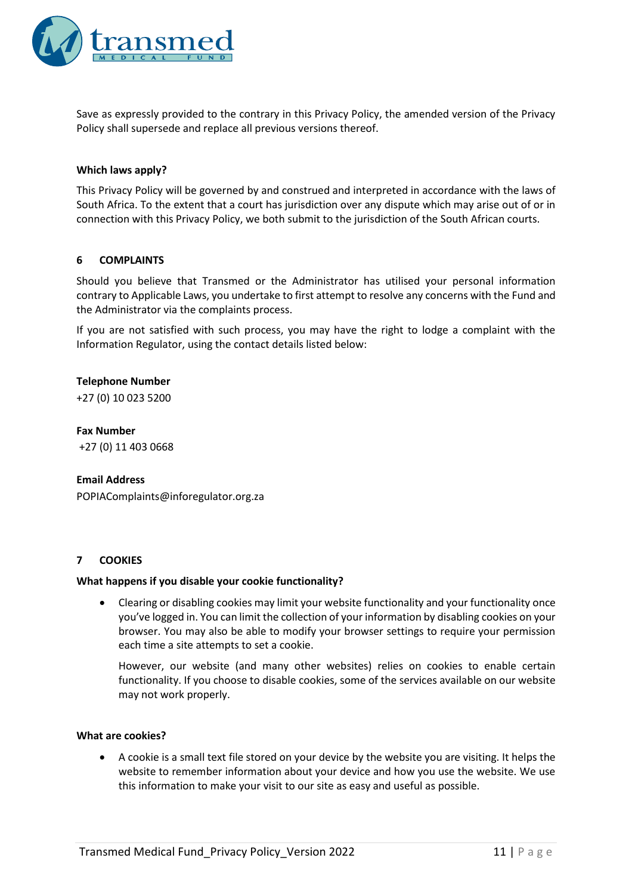Save as expressly provided to the contrary in this Privacy Policy, the amended version of the Privacy Policy shall supersede and replace all previous versions thereof.

**Which laws apply?**

This Privacy Policy will be governed by and construed and interpreted in accordance with the laws of South Africa. To the extent that a court has jurisdiction over any dispute which may arise out of or in connection with this Privacy Policy, we both submit to the jurisdiction of the South African courts.

## 6 COMPLAINTS

Should you believe that Transmed or the Administrator has utilised your personal information contrary to Applicable Laws, you undertake to first attempt to resolve any concerns with the Fund and the Administrator via the complaints process.

If you are not satisfied with such process, you may have the right to lodge a complaint with the Information Regulator, using the contact details listed below:

**Telephone Number**
+27 (0) 10 023 5200

**Fax Number**
+27 (0) 11 403 0668

**Email Address**
POPIAComplaints@inforegulator.org.za

## 7 COOKIES

**What happens if you disable your cookie functionality?**

- Clearing or disabling cookies may limit your website functionality and your functionality once you've logged in. You can limit the collection of your information by disabling cookies on your browser. You may also be able to modify your browser settings to require your permission each time a site attempts to set a cookie.

  However, our website (and many other websites) relies on cookies to enable certain functionality. If you choose to disable cookies, some of the services available on our website may not work properly.

**What are cookies?**

- A cookie is a small text file stored on your device by the website you are visiting. It helps the website to remember information about your device and how you use the website. We use this information to make your visit to our site as easy and useful as possible.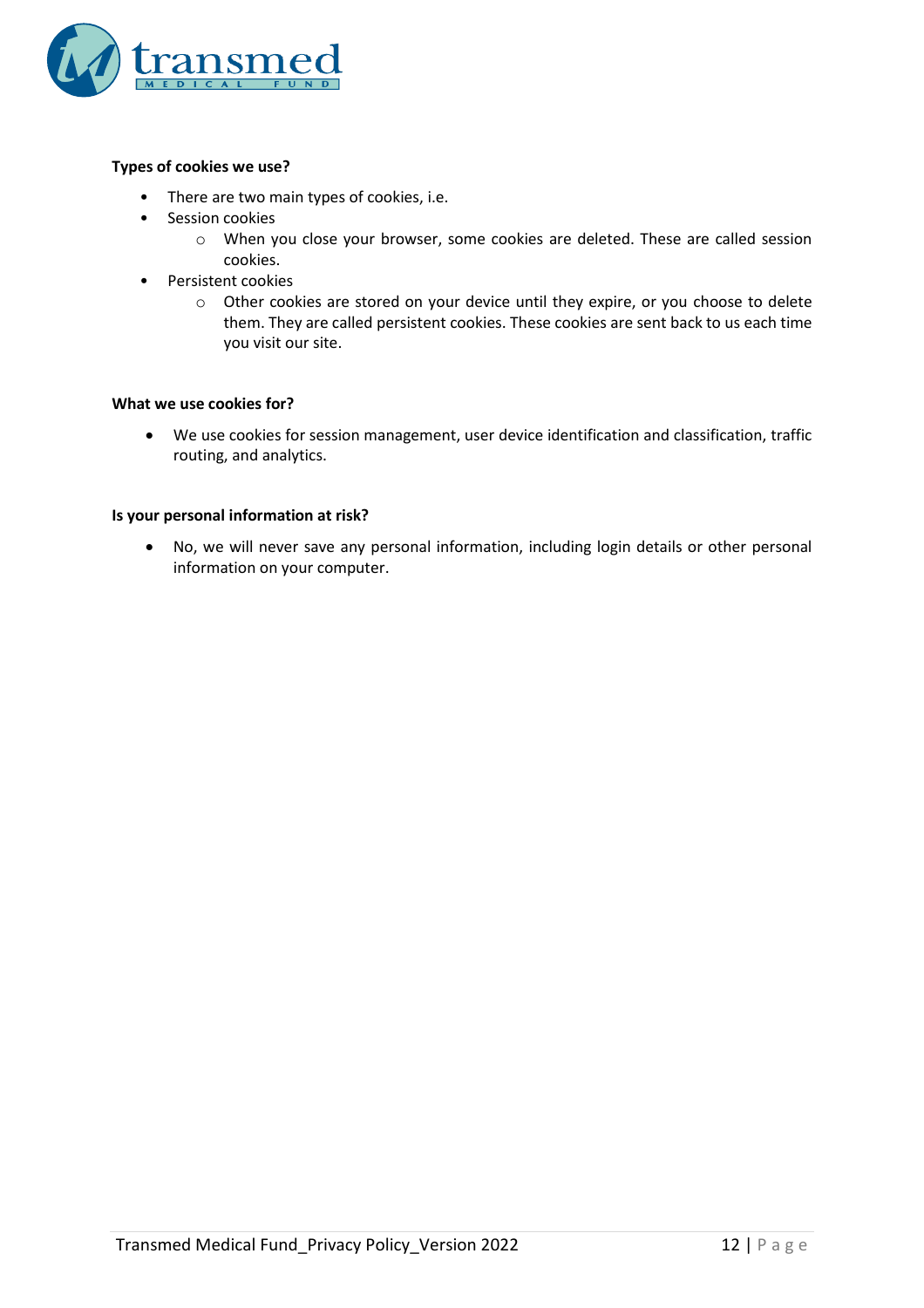**Types of cookies we use?**

- There are two main types of cookies, i.e.
- Session cookies
  - When you close your browser, some cookies are deleted. These are called session cookies.
- Persistent cookies
  - Other cookies are stored on your device until they expire, or you choose to delete them. They are called persistent cookies. These cookies are sent back to us each time you visit our site.

**What we use cookies for?**

- We use cookies for session management, user device identification and classification, traffic routing, and analytics.

**Is your personal information at risk?**

- No, we will never save any personal information, including login details or other personal information on your computer.